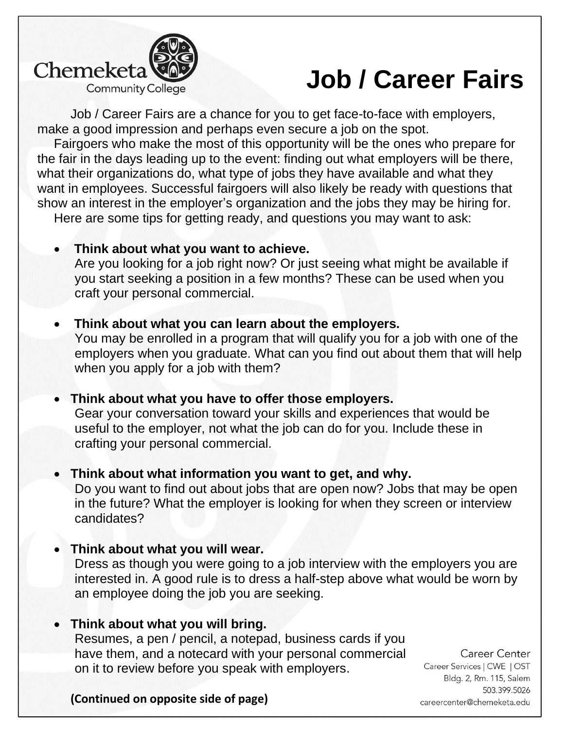Chemeketa Community College

# Job / Career Fairs

Job / Career Fairs are a chance for you to get face-to-face with employers, make a good impression and perhaps even secure a job on the spot.

Fairgoers who make the most of this opportunity will be the ones who prepare for the fair in the days leading up to the event: finding out what employers will be there, what their organizations do, what type of jobs they have available and what they want in employees. Successful fairgoers will also likely be ready with questions that show an interest in the employer's organization and the jobs they may be hiring for.

Here are some tips for getting ready, and questions you may want to ask:

- **Think about what you want to achieve.**
  Are you looking for a job right now? Or just seeing what might be available if you start seeking a position in a few months? These can be used when you craft your personal commercial.

- **Think about what you can learn about the employers.**
  You may be enrolled in a program that will qualify you for a job with one of the employers when you graduate. What can you find out about them that will help when you apply for a job with them?

- **Think about what you have to offer those employers.**
  Gear your conversation toward your skills and experiences that would be useful to the employer, not what the job can do for you. Include these in crafting your personal commercial.

- **Think about what information you want to get, and why.**
  Do you want to find out about jobs that are open now? Jobs that may be open in the future? What the employer is looking for when they screen or interview candidates?

- **Think about what you will wear.**
  Dress as though you were going to a job interview with the employers you are interested in. A good rule is to dress a half-step above what would be worn by an employee doing the job you are seeking.

- **Think about what you will bring.**
  Resumes, a pen / pencil, a notepad, business cards if you have them, and a notecard with your personal commercial on it to review before you speak with employers.

**(Continued on opposite side of page)**

Career Center
Career Services | CWE | OST
Bldg. 2, Rm. 115, Salem
503.399.5026
careercenter@chemeketa.edu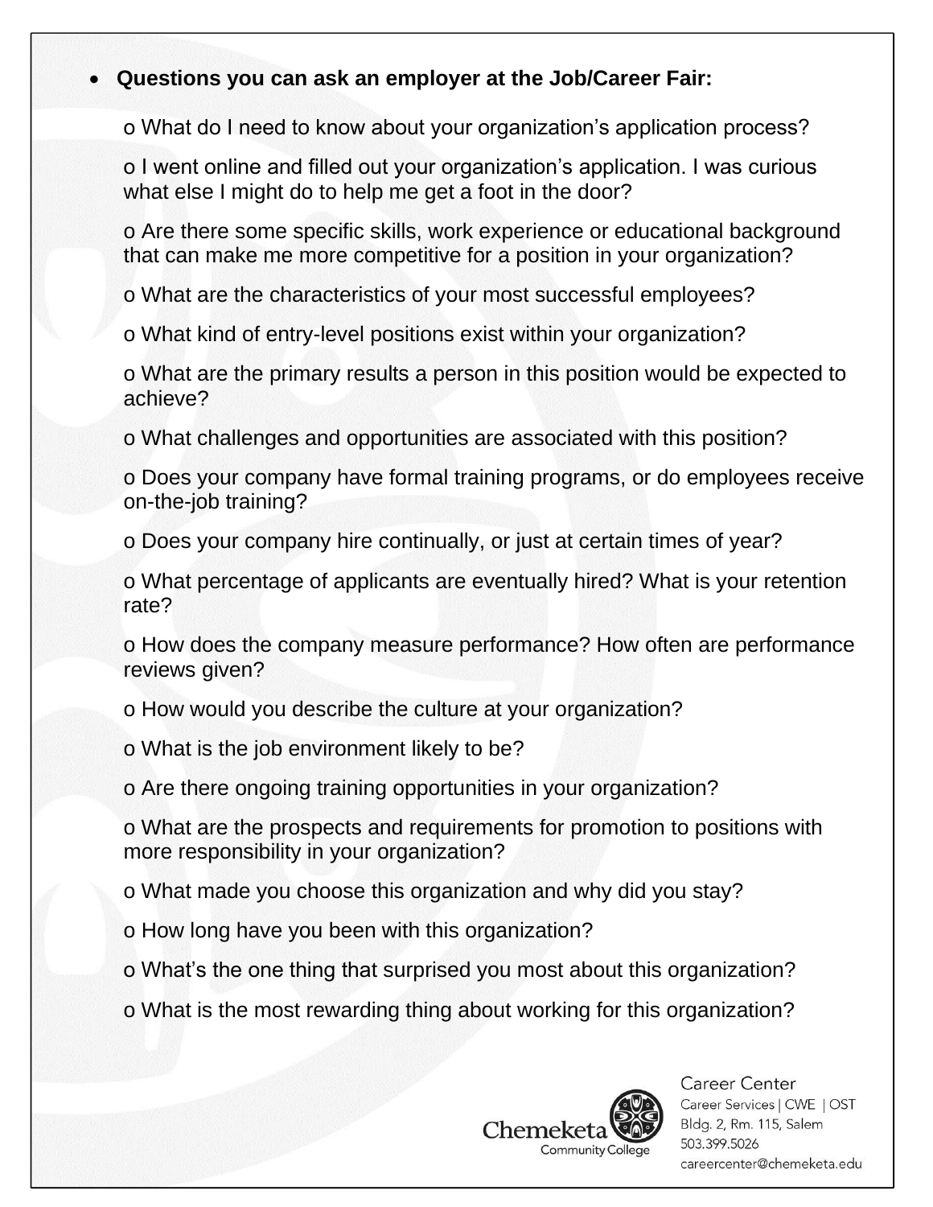- **Questions you can ask an employer at the Job/Career Fair:**

  - What do I need to know about your organization's application process?
  - I went online and filled out your organization's application. I was curious what else I might do to help me get a foot in the door?
  - Are there some specific skills, work experience or educational background that can make me more competitive for a position in your organization?
  - What are the characteristics of your most successful employees?
  - What kind of entry-level positions exist within your organization?
  - What are the primary results a person in this position would be expected to achieve?
  - What challenges and opportunities are associated with this position?
  - Does your company have formal training programs, or do employees receive on-the-job training?
  - Does your company hire continually, or just at certain times of year?
  - What percentage of applicants are eventually hired? What is your retention rate?
  - How does the company measure performance? How often are performance reviews given?
  - How would you describe the culture at your organization?
  - What is the job environment likely to be?
  - Are there ongoing training opportunities in your organization?
  - What are the prospects and requirements for promotion to positions with more responsibility in your organization?
  - What made you choose this organization and why did you stay?
  - How long have you been with this organization?
  - What's the one thing that surprised you most about this organization?
  - What is the most rewarding thing about working for this organization?

Chemeketa Community College

Career Center
Career Services | CWE | OST
Bldg. 2, Rm. 115, Salem
503.399.5026
careercenter@chemeketa.edu